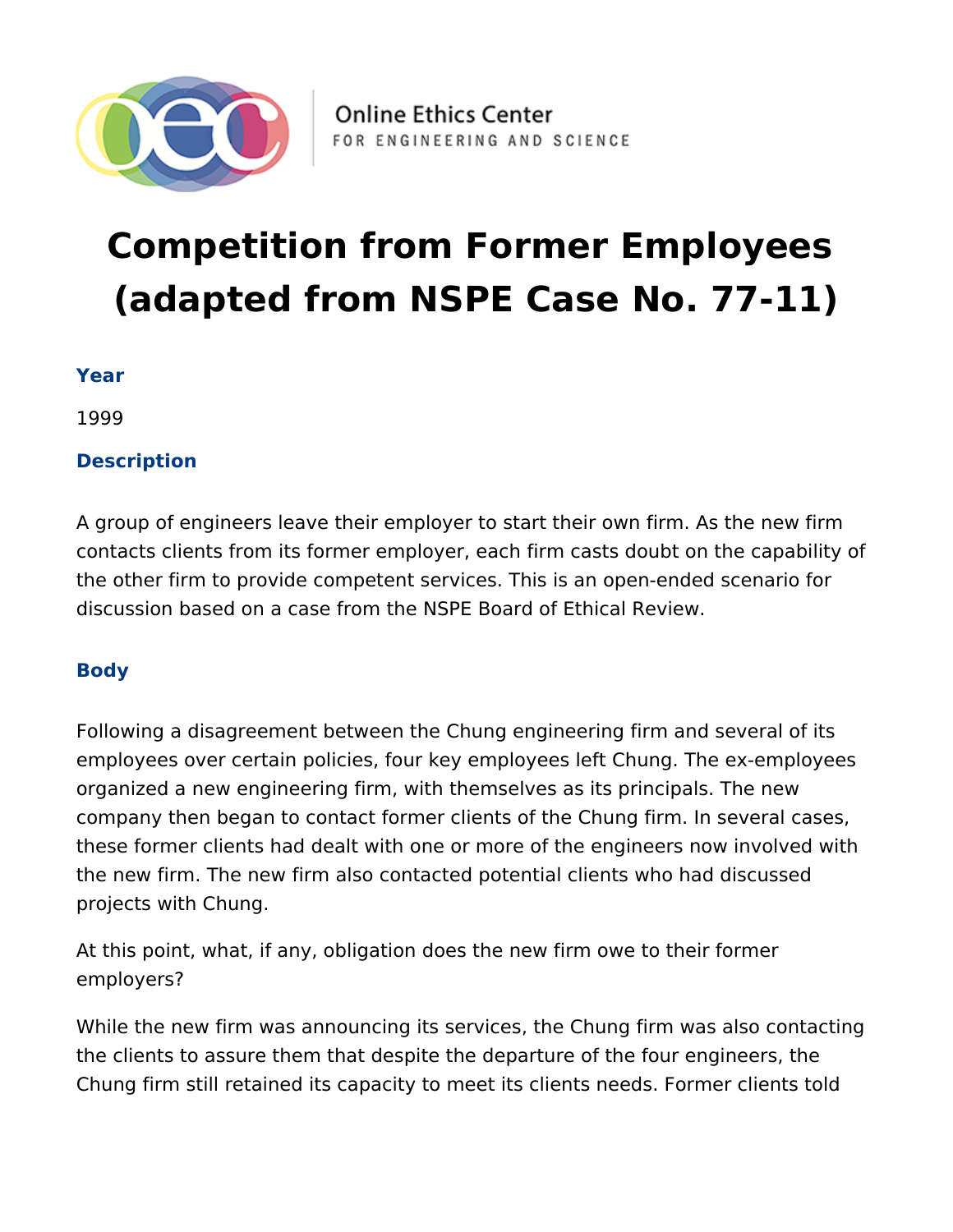Online Ethics Center
FOR ENGINEERING AND SCIENCE

# Competition from Former Employees (adapted from NSPE Case No. 77-11)

### Year

1999

### Description

A group of engineers leave their employer to start their own firm. As the new firm contacts clients from its former employer, each firm casts doubt on the capability of the other firm to provide competent services. This is an open-ended scenario for discussion based on a case from the NSPE Board of Ethical Review.

### Body

Following a disagreement between the Chung engineering firm and several of its employees over certain policies, four key employees left Chung. The ex-employees organized a new engineering firm, with themselves as its principals. The new company then began to contact former clients of the Chung firm. In several cases, these former clients had dealt with one or more of the engineers now involved with the new firm. The new firm also contacted potential clients who had discussed projects with Chung.

At this point, what, if any, obligation does the new firm owe to their former employers?

While the new firm was announcing its services, the Chung firm was also contacting the clients to assure them that despite the departure of the four engineers, the Chung firm still retained its capacity to meet its clients needs. Former clients told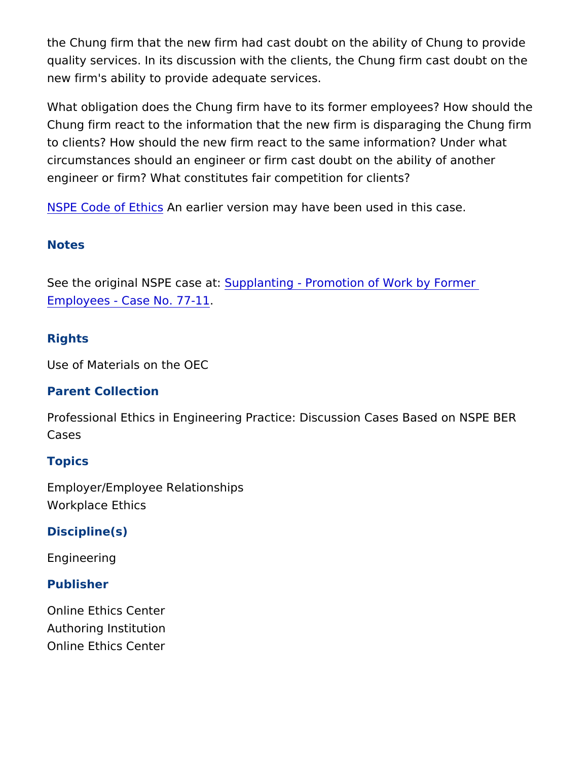the Chung firm that the new firm had cast doubt on the ability of Chung to provide quality services. In its discussion with the clients, the Chung firm cast doubt on the new firm's ability to provide adequate services.

What obligation does the Chung firm have to its former employees? How should the Chung firm react to the information that the new firm is disparaging the Chung firm to clients? How should the new firm react to the same information? Under what circumstances should an engineer or firm cast doubt on the ability of another engineer or firm? What constitutes fair competition for clients?

NSPE Code of Ethics An earlier version may have been used in this case.

### Notes

See the original NSPE case at: Supplanting - Promotion of Work by Former Employees - Case No. 77-11.

### Rights

Use of Materials on the OEC

### Parent Collection

Professional Ethics in Engineering Practice: Discussion Cases Based on NSPE BER Cases

### Topics

Employer/Employee Relationships
Workplace Ethics

### Discipline(s)

Engineering

### Publisher

Online Ethics Center
Authoring Institution
Online Ethics Center